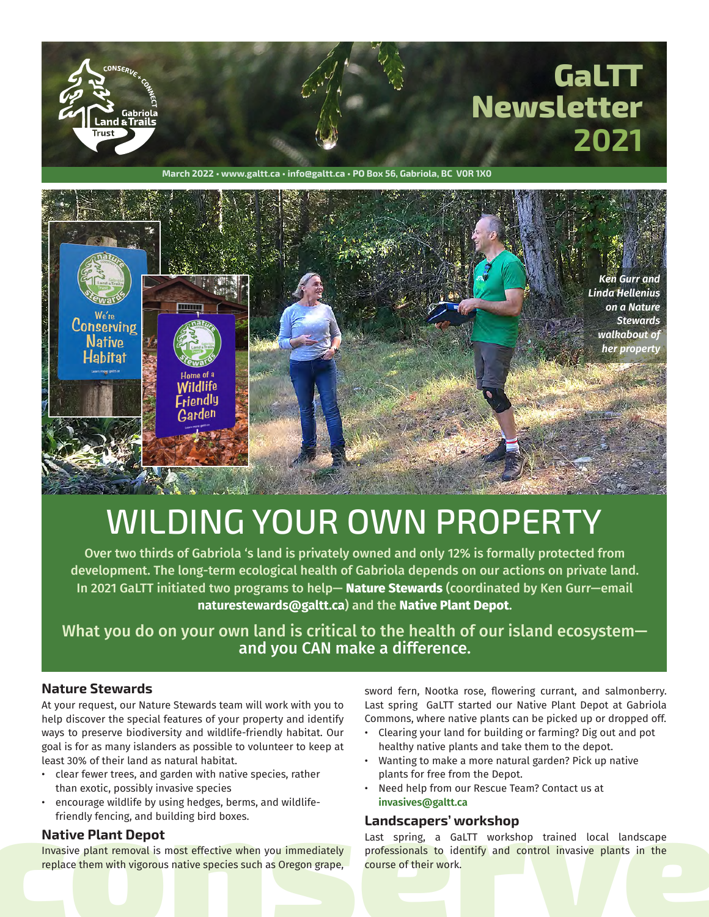# GaLTT Newsletter 2021

March 2022 • www.galtt.ca • info@galtt.ca • PO Box 56, Gabriola, BC V0R 1X0

*Ken Gurr and Linda Hellenius on a Nature Stewards walkabout of her property*

# WILDING YOUR OWN PROPERTY

Over two thirds of Gabriola 's land is privately owned and only 12% is formally protected from development. The long-term ecological health of Gabriola depends on our actions on private land. In 2021 GaLTT initiated two programs to help— **Nature Stewards** (coordinated by Ken Gurr—email **naturestewards@galtt.ca**) and the **Native Plant Depot**.

What you do on your own land is critical to the health of our island ecosystem— and you CAN make a difference.

## Nature Stewards

At your request, our Nature Stewards team will work with you to help discover the special features of your property and identify ways to preserve biodiversity and wildlife-friendly habitat. Our goal is for as many islanders as possible to volunteer to keep at least 30% of their land as natural habitat.

- clear fewer trees, and garden with native species, rather than exotic, possibly invasive species
- encourage wildlife by using hedges, berms, and wildlife-friendly fencing, and building bird boxes.

## Native Plant Depot

Invasive plant removal is most effective when you immediately replace them with vigorous native species such as Oregon grape, sword fern, Nootka rose, flowering currant, and salmonberry. Last spring GaLTT started our Native Plant Depot at Gabriola Commons, where native plants can be picked up or dropped off.

- Clearing your land for building or farming? Dig out and pot healthy native plants and take them to the depot.
- Wanting to make a more natural garden? Pick up native plants for free from the Depot.
- Need help from our Rescue Team? Contact us at **invasives@galtt.ca**

## Landscapers' workshop

Last spring, a GaLTT workshop trained local landscape professionals to identify and control invasive plants in the course of their work.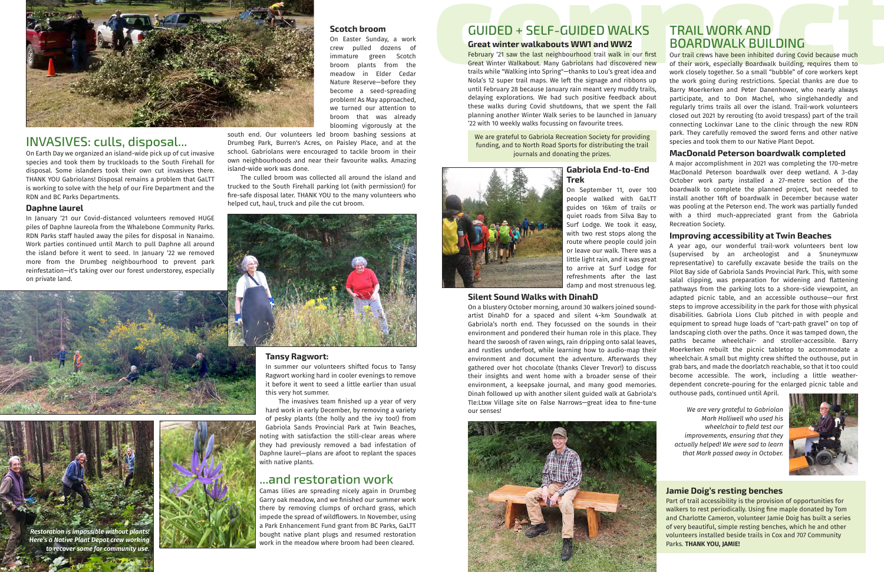## INVASIVES: culls, disposal...

On Earth Day we organized an island-wide pick up of cut invasive species and took them by truckloads to the South Firehall for disposal. Some islanders took their own cut invasives there. THANK YOU Gabriolans! Disposal remains a problem that GaLTT is working to solve with the help of our Fire Department and the RDN and BC Parks Departments.

### Daphne laurel

In January '21 our Covid-distanced volunteers removed HUGE piles of Daphne laureola from the Whalebone Community Parks. RDN Parks staff hauled away the piles for disposal in Nanaimo. Work parties continued until March to pull Daphne all around the island before it went to seed. In January '22 we removed more from the Drumbeg neighbourhood to prevent park reinfestation—it's taking over our forest understorey, especially on private land.

### Scotch broom

On Easter Sunday, a work crew pulled dozens of immature green Scotch broom plants from the meadow in Elder Cedar Nature Reserve—before they become a seed-spreading problem! As May approached, we turned our attention to broom that was already blooming vigorously at the south end. Our volunteers led broom bashing sessions at Drumbeg Park, Burren's Acres, on Paisley Place, and at the school. Gabriolans were encouraged to tackle broom in their own neighbourhoods and near their favourite walks. Amazing island-wide work was done.

The culled broom was collected all around the island and trucked to the South Firehall parking lot (with permission!) for fire-safe disposal later. THANK YOU to the many volunteers who helped cut, haul, truck and pile the cut broom.

### Tansy Ragwort:

In summer our volunteers shifted focus to Tansy Ragwort working hard in cooler evenings to remove it before it went to seed a little earlier than usual this very hot summer.

The invasives team finished up a year of very hard work in early December, by removing a variety of pesky plants (the holly and the ivy too!) from Gabriola Sands Provincial Park at Twin Beaches, noting with satisfaction the still-clear areas where they had previously removed a bad infestation of Daphne laurel—plans are afoot to replant the spaces with native plants.

*Restoration is impossible without plants! Here's a Native Plant Depot crew working to recover some for community use.*

## ...and restoration work

Camas lilies are spreading nicely again in Drumbeg Garry oak meadow, and we finished our summer work there by removing clumps of orchard grass, which impede the spread of wildflowers. In November, using a Park Enhancement Fund grant from BC Parks, GaLTT bought native plant plugs and resumed restoration work in the meadow where broom had been cleared.

## GUIDED + SELF-GUIDED WALKS

### Great winter walkabouts WW1 and WW2

February '21 saw the last neighbourhood trail walk in our first Great Winter Walkabout. Many Gabriolans had discovered new trails while "Walking into Spring"—thanks to Lou's great idea and Nola's 12 super trail maps. We left the signage and ribbons up until February 28 because January rain meant very muddy trails, delaying explorations. We had such positive feedback about these walks during Covid shutdowns, that we spent the Fall planning another Winter Walk series to be launched in January '22 with 10 weekly walks focussing on favourite trees.

We are grateful to Gabriola Recreation Society for providing funding, and to North Road Sports for distributing the trail journals and donating the prizes.

### Gabriola End-to-End Trek

On September 11, over 100 people walked with GaLTT guides on 16km of trails or quiet roads from Silva Bay to Surf Lodge. We took it easy, with two rest stops along the route where people could join or leave our walk. There was a little light rain, and it was great to arrive at Surf Lodge for refreshments after the last damp and most strenuous leg.

### Silent Sound Walks with DinahD

On a blustery October morning, around 30 walkers joined sound-artist DinahD for a spaced and silent 4-km Soundwalk at Gabriola's north end. They focussed on the sounds in their environment and pondered their human role in this place. They heard the swoosh of raven wings, rain dripping onto salal leaves, and rustles underfoot, while learning how to audio-map their environment and document the adventure. Afterwards they gathered over hot chocolate (thanks Clever Trevor!) to discuss their insights and went home with a broader sense of their environment, a keepsake journal, and many good memories. Dinah followed up with another silent guided walk at Gabriola's Tle:Ltxw Village site on False Narrows—great idea to fine-tune our senses!

## TRAIL WORK AND BOARDWALK BUILDING

Our trail crews have been inhibited during Covid because much of their work, especially Boardwalk building, requires them to work closely together. So a small "bubble" of core workers kept the work going during restrictions. Special thanks are due to Barry Moerkerken and Peter Danenhower, who nearly always participate, and to Don Machel, who singlehandedly and regularly trims trails all over the island. Trail-work volunteers closed out 2021 by rerouting (to avoid trespass) part of the trail connecting Lockinvar Lane to the clinic through the new RDN park. They carefully removed the sword ferns and other native species and took them to our Native Plant Depot.

### MacDonald Peterson boardwalk completed

A major accomplishment in 2021 was completing the 170-metre MacDonald Peterson boardwalk over deep wetland. A 3-day October work party installed a 27-metre section of the boardwalk to complete the planned project, but needed to install another 16ft of boardwalk in December because water was pooling at the Peterson end. The work was partially funded with a third much-appreciated grant from the Gabriola Recreation Society.

### Improving accessibility at Twin Beaches

A year ago, our wonderful trail-work volunteers bent low (supervised by an archeologist and a Snuneymuxw representative) to carefully excavate beside the trails on the Pilot Bay side of Gabriola Sands Provincial Park. This, with some salal clipping, was preparation for widening and flattening pathways from the parking lots to a shore-side viewpoint, an adapted picnic table, and an accessible outhouse—our first steps to improve accessibility in the park for those with physical disabilities. Gabriola Lions Club pitched in with people and equipment to spread huge loads of "cart-path gravel" on top of landscaping cloth over the paths. Once it was tamped down, the paths became wheelchair- and stroller-accessible. Barry Moerkerken rebuilt the picnic tabletop to accommodate a wheelchair. A small but mighty crew shifted the outhouse, put in grab bars, and made the doorlatch reachable, so that it too could become accessible. The work, including a little weather-dependent concrete-pouring for the enlarged picnic table and outhouse pads, continued until April.

*We are very grateful to Gabriolan Mark Halliwell who used his wheelchair to field test our improvements, ensuring that they actually helped! We were sad to learn that Mark passed away in October.*

### Jamie Doig's resting benches

Part of trail accessibility is the provision of opportunities for walkers to rest periodically. Using fine maple donated by Tom and Charlotte Cameron, volunteer Jamie Doig has built a series of very beautiful, simple resting benches, which he and other volunteers installed beside trails in Cox and 707 Community Parks. **THANK YOU, JAMIE!**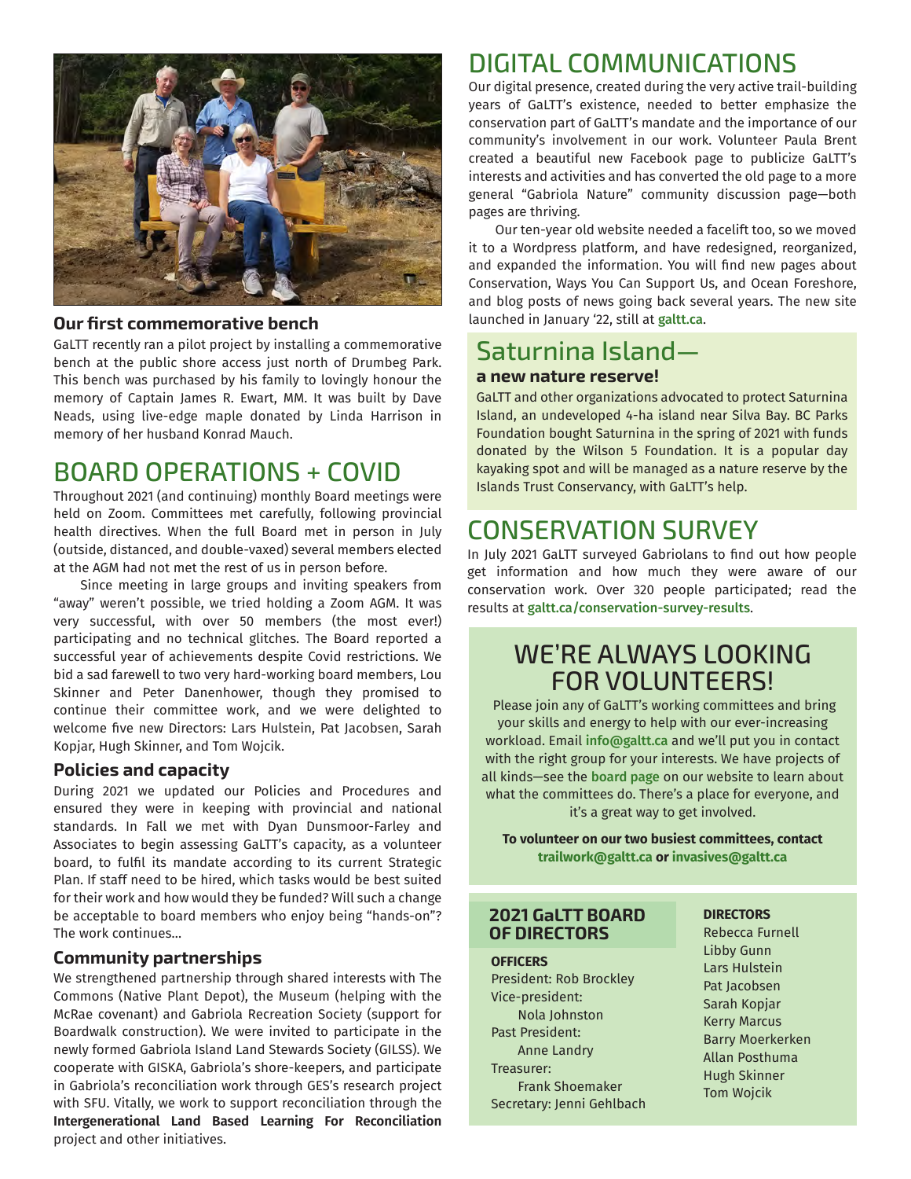### Our first commemorative bench

GaLTT recently ran a pilot project by installing a commemorative bench at the public shore access just north of Drumbeg Park. This bench was purchased by his family to lovingly honour the memory of Captain James R. Ewart, MM. It was built by Dave Neads, using live-edge maple donated by Linda Harrison in memory of her husband Konrad Mauch.

## BOARD OPERATIONS + COVID

Throughout 2021 (and continuing) monthly Board meetings were held on Zoom. Committees met carefully, following provincial health directives. When the full Board met in person in July (outside, distanced, and double-vaxed) several members elected at the AGM had not met the rest of us in person before.

Since meeting in large groups and inviting speakers from "away" weren't possible, we tried holding a Zoom AGM. It was very successful, with over 50 members (the most ever!) participating and no technical glitches. The Board reported a successful year of achievements despite Covid restrictions. We bid a sad farewell to two very hard-working board members, Lou Skinner and Peter Danenhower, though they promised to continue their committee work, and we were delighted to welcome five new Directors: Lars Hulstein, Pat Jacobsen, Sarah Kopjar, Hugh Skinner, and Tom Wojcik.

### Policies and capacity

During 2021 we updated our Policies and Procedures and ensured they were in keeping with provincial and national standards. In Fall we met with Dyan Dunsmoor-Farley and Associates to begin assessing GaLTT's capacity, as a volunteer board, to fulfil its mandate according to its current Strategic Plan. If staff need to be hired, which tasks would be best suited for their work and how would they be funded? Will such a change be acceptable to board members who enjoy being "hands-on"? The work continues...

### Community partnerships

We strengthened partnership through shared interests with The Commons (Native Plant Depot), the Museum (helping with the McRae covenant) and Gabriola Recreation Society (support for Boardwalk construction). We were invited to participate in the newly formed Gabriola Island Land Stewards Society (GILSS). We cooperate with GISKA, Gabriola's shore-keepers, and participate in Gabriola's reconciliation work through GES's research project with SFU. Vitally, we work to support reconciliation through the **Intergenerational Land Based Learning For Reconciliation** project and other initiatives.

## DIGITAL COMMUNICATIONS

Our digital presence, created during the very active trail-building years of GaLTT's existence, needed to better emphasize the conservation part of GaLTT's mandate and the importance of our community's involvement in our work. Volunteer Paula Brent created a beautiful new Facebook page to publicize GaLTT's interests and activities and has converted the old page to a more general "Gabriola Nature" community discussion page—both pages are thriving.

Our ten-year old website needed a facelift too, so we moved it to a Wordpress platform, and have redesigned, reorganized, and expanded the information. You will find new pages about Conservation, Ways You Can Support Us, and Ocean Foreshore, and blog posts of news going back several years. The new site launched in January '22, still at galtt.ca.

## Saturnina Island—

### a new nature reserve!

GaLTT and other organizations advocated to protect Saturnina Island, an undeveloped 4-ha island near Silva Bay. BC Parks Foundation bought Saturnina in the spring of 2021 with funds donated by the Wilson 5 Foundation. It is a popular day kayaking spot and will be managed as a nature reserve by the Islands Trust Conservancy, with GaLTT's help.

## CONSERVATION SURVEY

In July 2021 GaLTT surveyed Gabriolans to find out how people get information and how much they were aware of our conservation work. Over 320 people participated; read the results at galtt.ca/conservation-survey-results.

## WE'RE ALWAYS LOOKING FOR VOLUNTEERS!

Please join any of GaLTT's working committees and bring your skills and energy to help with our ever-increasing workload. Email info@galtt.ca and we'll put you in contact with the right group for your interests. We have projects of all kinds—see the board page on our website to learn about what the committees do. There's a place for everyone, and it's a great way to get involved.

**To volunteer on our two busiest committees, contact trailwork@galtt.ca or invasives@galtt.ca**

### 2021 GaLTT BOARD OF DIRECTORS

**OFFICERS**

President: Rob Brockley
Vice-president: Nola Johnston
Past President: Anne Landry
Treasurer: Frank Shoemaker
Secretary: Jenni Gehlbach

**DIRECTORS**

Rebecca Furnell
Libby Gunn
Lars Hulstein
Pat Jacobsen
Sarah Kopjar
Kerry Marcus
Barry Moerkerken
Allan Posthuma
Hugh Skinner
Tom Wojcik